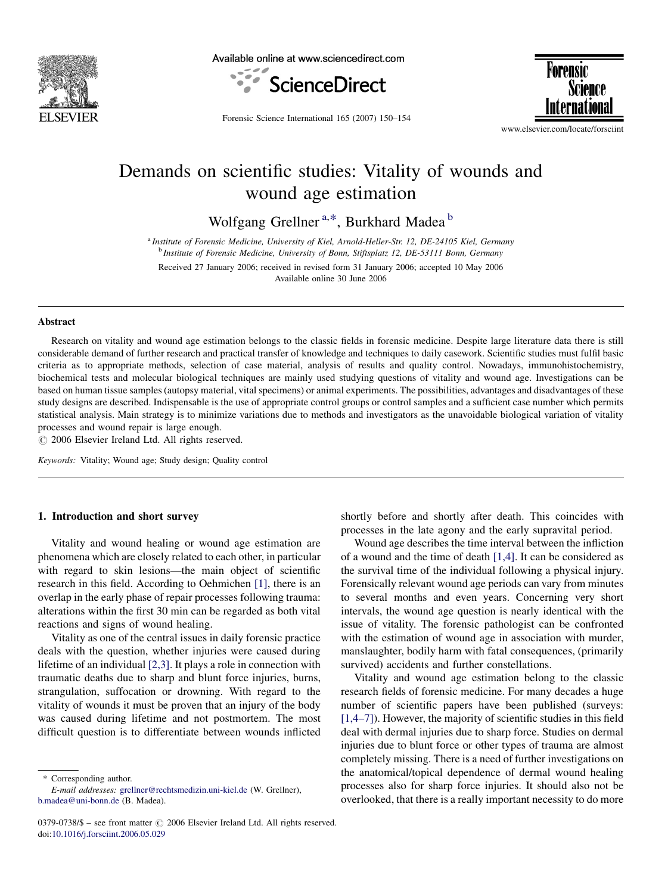# Demands on scientific studies: Vitality of wounds and wound age estimation

Wolfgang Grellner [a,*], Burkhard Madea [b]

[a] *Institute of Forensic Medicine, University of Kiel, Arnold-Heller-Str. 12, DE-24105 Kiel, Germany*

[b] *Institute of Forensic Medicine, University of Bonn, Stiftsplatz 12, DE-53111 Bonn, Germany*

Received 27 January 2006; received in revised form 31 January 2006; accepted 10 May 2006

Available online 30 June 2006

## Abstract

Research on vitality and wound age estimation belongs to the classic fields in forensic medicine. Despite large literature data there is still considerable demand of further research and practical transfer of knowledge and techniques to daily casework. Scientific studies must fulfil basic criteria as to appropriate methods, selection of case material, analysis of results and quality control. Nowadays, immunohistochemistry, biochemical tests and molecular biological techniques are mainly used studying questions of vitality and wound age. Investigations can be based on human tissue samples (autopsy material, vital specimens) or animal experiments. The possibilities, advantages and disadvantages of these study designs are described. Indispensable is the use of appropriate control groups or control samples and a sufficient case number which permits statistical analysis. Main strategy is to minimize variations due to methods and investigators as the unavoidable biological variation of vitality processes and wound repair is large enough.

© 2006 Elsevier Ireland Ltd. All rights reserved.

*Keywords:* Vitality; Wound age; Study design; Quality control

## 1. Introduction and short survey

Vitality and wound healing or wound age estimation are phenomena which are closely related to each other, in particular with regard to skin lesions—the main object of scientific research in this field. According to Oehmichen [1], there is an overlap in the early phase of repair processes following trauma: alterations within the first 30 min can be regarded as both vital reactions and signs of wound healing.

Vitality as one of the central issues in daily forensic practice deals with the question, whether injuries were caused during lifetime of an individual [2,3]. It plays a role in connection with traumatic deaths due to sharp and blunt force injuries, burns, strangulation, suffocation or drowning. With regard to the vitality of wounds it must be proven that an injury of the body was caused during lifetime and not postmortem. The most difficult question is to differentiate between wounds inflicted shortly before and shortly after death. This coincides with processes in the late agony and the early supravital period.

Wound age describes the time interval between the infliction of a wound and the time of death [1,4]. It can be considered as the survival time of the individual following a physical injury. Forensically relevant wound age periods can vary from minutes to several months and even years. Concerning very short intervals, the wound age question is nearly identical with the issue of vitality. The forensic pathologist can be confronted with the estimation of wound age in association with murder, manslaughter, bodily harm with fatal consequences, (primarily survived) accidents and further constellations.

Vitality and wound age estimation belong to the classic research fields of forensic medicine. For many decades a huge number of scientific papers have been published (surveys: [1,4–7]). However, the majority of scientific studies in this field deal with dermal injuries due to sharp force. Studies on dermal injuries due to blunt force or other types of trauma are almost completely missing. There is a need of further investigations on the anatomical/topical dependence of dermal wound healing processes also for sharp force injuries. It should also not be overlooked, that there is a really important necessity to do more

---

\* Corresponding author.

*E-mail addresses:* grellner@rechtsmedizin.uni-kiel.de (W. Grellner), b.madea@uni-bonn.de (B. Madea).

0379-0738/$ – see front matter © 2006 Elsevier Ireland Ltd. All rights reserved.

doi:10.1016/j.forsciint.2006.05.029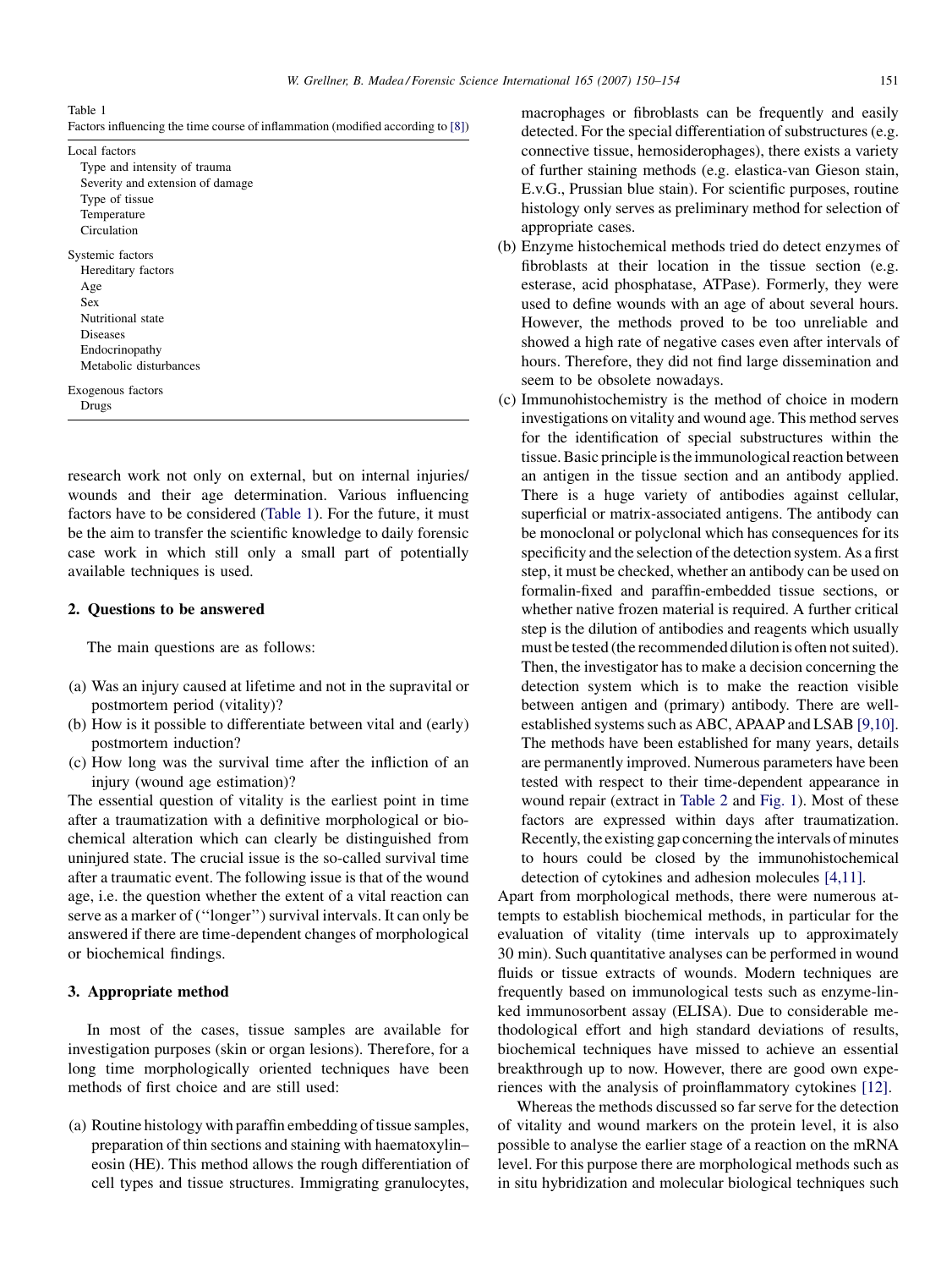Table 1
Factors influencing the time course of inflammation (modified according to [8])

| | |
|---|---|
| Local factors | |
| | Type and intensity of trauma |
| | Severity and extension of damage |
| | Type of tissue |
| | Temperature |
| | Circulation |
| Systemic factors | |
| | Hereditary factors |
| | Age |
| | Sex |
| | Nutritional state |
| | Diseases |
| | Endocrinopathy |
| | Metabolic disturbances |
| Exogenous factors | |
| | Drugs |

research work not only on external, but on internal injuries/wounds and their age determination. Various influencing factors have to be considered (Table 1). For the future, it must be the aim to transfer the scientific knowledge to daily forensic case work in which still only a small part of potentially available techniques is used.

## 2. Questions to be answered

The main questions are as follows:

(a) Was an injury caused at lifetime and not in the supravital or postmortem period (vitality)?
(b) How is it possible to differentiate between vital and (early) postmortem induction?
(c) How long was the survival time after the infliction of an injury (wound age estimation)?

The essential question of vitality is the earliest point in time after a traumatization with a definitive morphological or biochemical alteration which can clearly be distinguished from uninjured state. The crucial issue is the so-called survival time after a traumatic event. The following issue is that of the wound age, i.e. the question whether the extent of a vital reaction can serve as a marker of (''longer'') survival intervals. It can only be answered if there are time-dependent changes of morphological or biochemical findings.

## 3. Appropriate method

In most of the cases, tissue samples are available for investigation purposes (skin or organ lesions). Therefore, for a long time morphologically oriented techniques have been methods of first choice and are still used:

(a) Routine histology with paraffin embedding of tissue samples, preparation of thin sections and staining with haematoxylin–eosin (HE). This method allows the rough differentiation of cell types and tissue structures. Immigrating granulocytes, macrophages or fibroblasts can be frequently and easily detected. For the special differentiation of substructures (e.g. connective tissue, hemosiderophages), there exists a variety of further staining methods (e.g. elastica-van Gieson stain, E.v.G., Prussian blue stain). For scientific purposes, routine histology only serves as preliminary method for selection of appropriate cases.
(b) Enzyme histochemical methods tried do detect enzymes of fibroblasts at their location in the tissue section (e.g. esterase, acid phosphatase, ATPase). Formerly, they were used to define wounds with an age of about several hours. However, the methods proved to be too unreliable and showed a high rate of negative cases even after intervals of hours. Therefore, they did not find large dissemination and seem to be obsolete nowadays.
(c) Immunohistochemistry is the method of choice in modern investigations on vitality and wound age. This method serves for the identification of special substructures within the tissue. Basic principle is the immunological reaction between an antigen in the tissue section and an antibody applied. There is a huge variety of antibodies against cellular, superficial or matrix-associated antigens. The antibody can be monoclonal or polyclonal which has consequences for its specificity and the selection of the detection system. As a first step, it must be checked, whether an antibody can be used on formalin-fixed and paraffin-embedded tissue sections, or whether native frozen material is required. A further critical step is the dilution of antibodies and reagents which usually must be tested (the recommended dilution is often not suited). Then, the investigator has to make a decision concerning the detection system which is to make the reaction visible between antigen and (primary) antibody. There are well-established systems such as ABC, APAAP and LSAB [9,10]. The methods have been established for many years, details are permanently improved. Numerous parameters have been tested with respect to their time-dependent appearance in wound repair (extract in Table 2 and Fig. 1). Most of these factors are expressed within days after traumatization. Recently, the existing gap concerning the intervals of minutes to hours could be closed by the immunohistochemical detection of cytokines and adhesion molecules [4,11].

Apart from morphological methods, there were numerous attempts to establish biochemical methods, in particular for the evaluation of vitality (time intervals up to approximately 30 min). Such quantitative analyses can be performed in wound fluids or tissue extracts of wounds. Modern techniques are frequently based on immunological tests such as enzyme-linked immunosorbent assay (ELISA). Due to considerable methodological effort and high standard deviations of results, biochemical techniques have missed to achieve an essential breakthrough up to now. However, there are good own experiences with the analysis of proinflammatory cytokines [12].

Whereas the methods discussed so far serve for the detection of vitality and wound markers on the protein level, it is also possible to analyse the earlier stage of a reaction on the mRNA level. For this purpose there are morphological methods such as in situ hybridization and molecular biological techniques such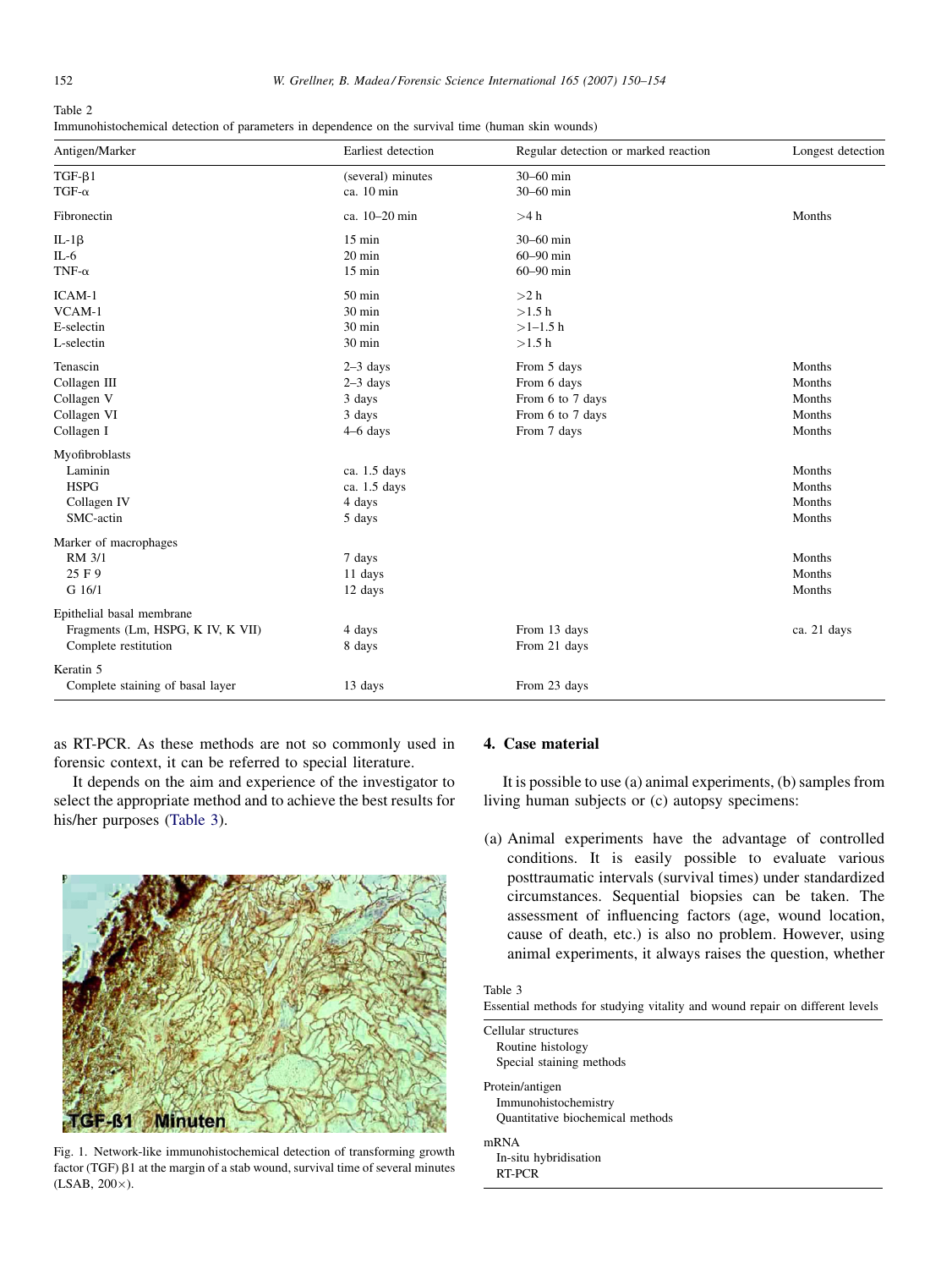Table 2
Immunohistochemical detection of parameters in dependence on the survival time (human skin wounds)

| Antigen/Marker | Earliest detection | Regular detection or marked reaction | Longest detection |
|---|---|---|---|
| TGF-β1 | (several) minutes | 30–60 min | |
| TGF-α | ca. 10 min | 30–60 min | |
| Fibronectin | ca. 10–20 min | >4 h | Months |
| IL-1β | 15 min | 30–60 min | |
| IL-6 | 20 min | 60–90 min | |
| TNF-α | 15 min | 60–90 min | |
| ICAM-1 | 50 min | >2 h | |
| VCAM-1 | 30 min | >1.5 h | |
| E-selectin | 30 min | >1–1.5 h | |
| L-selectin | 30 min | >1.5 h | |
| Tenascin | 2–3 days | From 5 days | Months |
| Collagen III | 2–3 days | From 6 days | Months |
| Collagen V | 3 days | From 6 to 7 days | Months |
| Collagen VI | 3 days | From 6 to 7 days | Months |
| Collagen I | 4–6 days | From 7 days | Months |
| Myofibroblasts | | | |
| Laminin | ca. 1.5 days | | Months |
| HSPG | ca. 1.5 days | | Months |
| Collagen IV | 4 days | | Months |
| SMC-actin | 5 days | | Months |
| Marker of macrophages | | | |
| RM 3/1 | 7 days | | Months |
| 25 F 9 | 11 days | | Months |
| G 16/1 | 12 days | | Months |
| Epithelial basal membrane | | | |
| Fragments (Lm, HSPG, K IV, K VII) | 4 days | From 13 days | ca. 21 days |
| Complete restitution | 8 days | From 21 days | |
| Keratin 5 | | | |
| Complete staining of basal layer | 13 days | From 23 days | |

as RT-PCR. As these methods are not so commonly used in forensic context, it can be referred to special literature.

It depends on the aim and experience of the investigator to select the appropriate method and to achieve the best results for his/her purposes (Table 3).

Fig. 1. Network-like immunohistochemical detection of transforming growth factor (TGF) β1 at the margin of a stab wound, survival time of several minutes (LSAB, 200×).

## 4. Case material

It is possible to use (a) animal experiments, (b) samples from living human subjects or (c) autopsy specimens:

(a) Animal experiments have the advantage of controlled conditions. It is easily possible to evaluate various posttraumatic intervals (survival times) under standardized circumstances. Sequential biopsies can be taken. The assessment of influencing factors (age, wound location, cause of death, etc.) is also no problem. However, using animal experiments, it always raises the question, whether

Table 3
Essential methods for studying vitality and wound repair on different levels

| |
|---|
| Cellular structures |
| Routine histology |
| Special staining methods |
| Protein/antigen |
| Immunohistochemistry |
| Quantitative biochemical methods |
| mRNA |
| In-situ hybridisation |
| RT-PCR |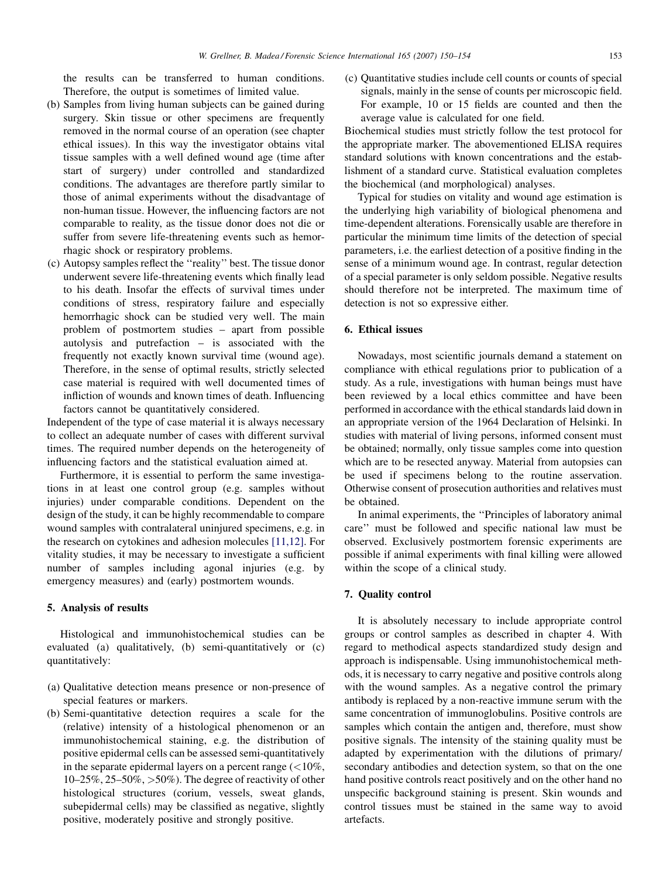the results can be transferred to human conditions. Therefore, the output is sometimes of limited value.

(b) Samples from living human subjects can be gained during surgery. Skin tissue or other specimens are frequently removed in the normal course of an operation (see chapter ethical issues). In this way the investigator obtains vital tissue samples with a well defined wound age (time after start of surgery) under controlled and standardized conditions. The advantages are therefore partly similar to those of animal experiments without the disadvantage of non-human tissue. However, the influencing factors are not comparable to reality, as the tissue donor does not die or suffer from severe life-threatening events such as hemorrhagic shock or respiratory problems.

(c) Autopsy samples reflect the ''reality'' best. The tissue donor underwent severe life-threatening events which finally lead to his death. Insofar the effects of survival times under conditions of stress, respiratory failure and especially hemorrhagic shock can be studied very well. The main problem of postmortem studies – apart from possible autolysis and putrefaction – is associated with the frequently not exactly known survival time (wound age). Therefore, in the sense of optimal results, strictly selected case material is required with well documented times of infliction of wounds and known times of death. Influencing factors cannot be quantitatively considered.

Independent of the type of case material it is always necessary to collect an adequate number of cases with different survival times. The required number depends on the heterogeneity of influencing factors and the statistical evaluation aimed at.

Furthermore, it is essential to perform the same investigations in at least one control group (e.g. samples without injuries) under comparable conditions. Dependent on the design of the study, it can be highly recommendable to compare wound samples with contralateral uninjured specimens, e.g. in the research on cytokines and adhesion molecules [11,12]. For vitality studies, it may be necessary to investigate a sufficient number of samples including agonal injuries (e.g. by emergency measures) and (early) postmortem wounds.

## 5. Analysis of results

Histological and immunohistochemical studies can be evaluated (a) qualitatively, (b) semi-quantitatively or (c) quantitatively:

(a) Qualitative detection means presence or non-presence of special features or markers.

(b) Semi-quantitative detection requires a scale for the (relative) intensity of a histological phenomenon or an immunohistochemical staining, e.g. the distribution of positive epidermal cells can be assessed semi-quantitatively in the separate epidermal layers on a percent range (<10%, 10–25%, 25–50%, >50%). The degree of reactivity of other histological structures (corium, vessels, sweat glands, subepidermal cells) may be classified as negative, slightly positive, moderately positive and strongly positive.

(c) Quantitative studies include cell counts or counts of special signals, mainly in the sense of counts per microscopic field. For example, 10 or 15 fields are counted and then the average value is calculated for one field.

Biochemical studies must strictly follow the test protocol for the appropriate marker. The abovementioned ELISA requires standard solutions with known concentrations and the establishment of a standard curve. Statistical evaluation completes the biochemical (and morphological) analyses.

Typical for studies on vitality and wound age estimation is the underlying high variability of biological phenomena and time-dependent alterations. Forensically usable are therefore in particular the minimum time limits of the detection of special parameters, i.e. the earliest detection of a positive finding in the sense of a minimum wound age. In contrast, regular detection of a special parameter is only seldom possible. Negative results should therefore not be interpreted. The maximum time of detection is not so expressive either.

## 6. Ethical issues

Nowadays, most scientific journals demand a statement on compliance with ethical regulations prior to publication of a study. As a rule, investigations with human beings must have been reviewed by a local ethics committee and have been performed in accordance with the ethical standards laid down in an appropriate version of the 1964 Declaration of Helsinki. In studies with material of living persons, informed consent must be obtained; normally, only tissue samples come into question which are to be resected anyway. Material from autopsies can be used if specimens belong to the routine asservation. Otherwise consent of prosecution authorities and relatives must be obtained.

In animal experiments, the ''Principles of laboratory animal care'' must be followed and specific national law must be observed. Exclusively postmortem forensic experiments are possible if animal experiments with final killing were allowed within the scope of a clinical study.

## 7. Quality control

It is absolutely necessary to include appropriate control groups or control samples as described in chapter 4. With regard to methodical aspects standardized study design and approach is indispensable. Using immunohistochemical methods, it is necessary to carry negative and positive controls along with the wound samples. As a negative control the primary antibody is replaced by a non-reactive immune serum with the same concentration of immunoglobulins. Positive controls are samples which contain the antigen and, therefore, must show positive signals. The intensity of the staining quality must be adapted by experimentation with the dilutions of primary/secondary antibodies and detection system, so that on the one hand positive controls react positively and on the other hand no unspecific background staining is present. Skin wounds and control tissues must be stained in the same way to avoid artefacts.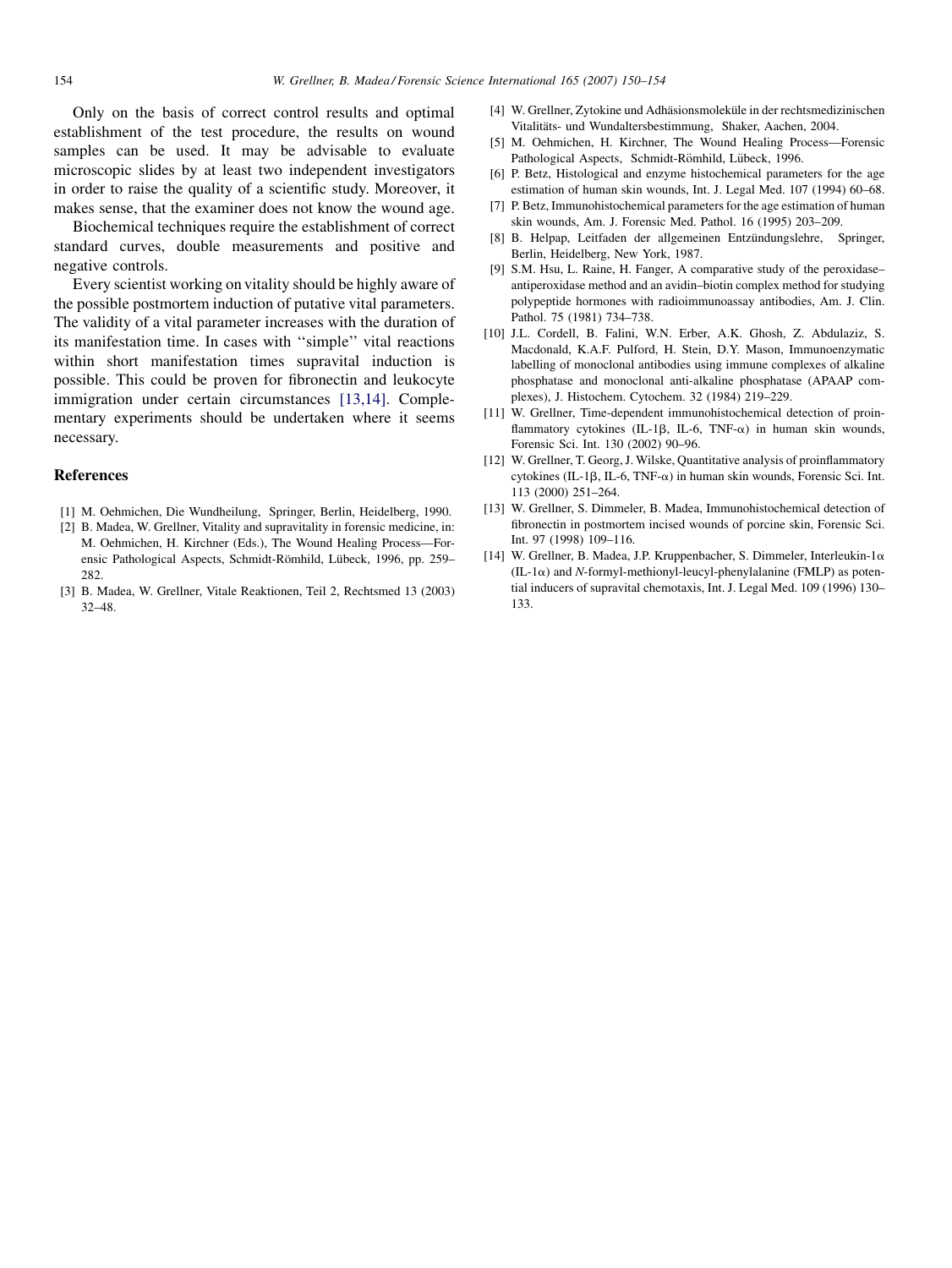Only on the basis of correct control results and optimal establishment of the test procedure, the results on wound samples can be used. It may be advisable to evaluate microscopic slides by at least two independent investigators in order to raise the quality of a scientific study. Moreover, it makes sense, that the examiner does not know the wound age.

Biochemical techniques require the establishment of correct standard curves, double measurements and positive and negative controls.

Every scientist working on vitality should be highly aware of the possible postmortem induction of putative vital parameters. The validity of a vital parameter increases with the duration of its manifestation time. In cases with ''simple'' vital reactions within short manifestation times supravital induction is possible. This could be proven for fibronectin and leukocyte immigration under certain circumstances [13,14]. Complementary experiments should be undertaken where it seems necessary.

## References

[1] M. Oehmichen, Die Wundheilung, Springer, Berlin, Heidelberg, 1990.

[2] B. Madea, W. Grellner, Vitality and supravitality in forensic medicine, in: M. Oehmichen, H. Kirchner (Eds.), The Wound Healing Process—Forensic Pathological Aspects, Schmidt-Römhild, Lübeck, 1996, pp. 259–282.

[3] B. Madea, W. Grellner, Vitale Reaktionen, Teil 2, Rechtsmed 13 (2003) 32–48.

[4] W. Grellner, Zytokine und Adhäsionsmoleküle in der rechtsmedizinischen Vitalitäts- und Wundaltersbestimmung, Shaker, Aachen, 2004.

[5] M. Oehmichen, H. Kirchner, The Wound Healing Process—Forensic Pathological Aspects, Schmidt-Römhild, Lübeck, 1996.

[6] P. Betz, Histological and enzyme histochemical parameters for the age estimation of human skin wounds, Int. J. Legal Med. 107 (1994) 60–68.

[7] P. Betz, Immunohistochemical parameters for the age estimation of human skin wounds, Am. J. Forensic Med. Pathol. 16 (1995) 203–209.

[8] B. Helpap, Leitfaden der allgemeinen Entzündungslehre, Springer, Berlin, Heidelberg, New York, 1987.

[9] S.M. Hsu, L. Raine, H. Fanger, A comparative study of the peroxidase–antiperoxidase method and an avidin–biotin complex method for studying polypeptide hormones with radioimmunoassay antibodies, Am. J. Clin. Pathol. 75 (1981) 734–738.

[10] J.L. Cordell, B. Falini, W.N. Erber, A.K. Ghosh, Z. Abdulaziz, S. Macdonald, K.A.F. Pulford, H. Stein, D.Y. Mason, Immunoenzymatic labelling of monoclonal antibodies using immune complexes of alkaline phosphatase and monoclonal anti-alkaline phosphatase (APAAP complexes), J. Histochem. Cytochem. 32 (1984) 219–229.

[11] W. Grellner, Time-dependent immunohistochemical detection of proinflammatory cytokines (IL-1β, IL-6, TNF-α) in human skin wounds, Forensic Sci. Int. 130 (2002) 90–96.

[12] W. Grellner, T. Georg, J. Wilske, Quantitative analysis of proinflammatory cytokines (IL-1β, IL-6, TNF-α) in human skin wounds, Forensic Sci. Int. 113 (2000) 251–264.

[13] W. Grellner, S. Dimmeler, B. Madea, Immunohistochemical detection of fibronectin in postmortem incised wounds of porcine skin, Forensic Sci. Int. 97 (1998) 109–116.

[14] W. Grellner, B. Madea, J.P. Kruppenbacher, S. Dimmeler, Interleukin-1α (IL-1α) and *N*-formyl-methionyl-leucyl-phenylalanine (FMLP) as potential inducers of supravital chemotaxis, Int. J. Legal Med. 109 (1996) 130–133.